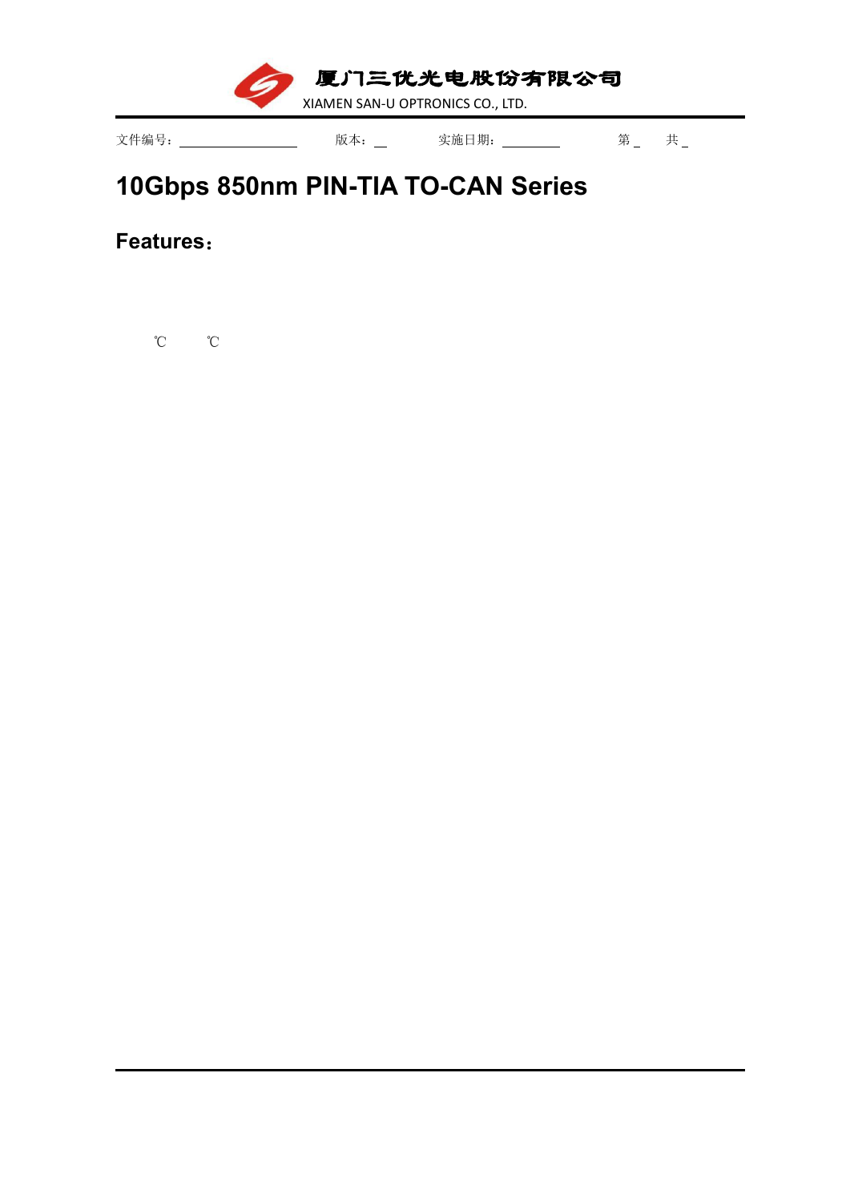厦门三优光电股份有限公司

XIAMEN SAN-U OPTRONICS CO., LTD.

文件编号：\_\_\_\_\_\_\_\_\_\_\_\_\_\_\_\_ 版本：\_\_ 实施日期：\_\_\_\_\_\_\_\_ 第 \_ 共 \_

# 10Gbps 850nm PIN-TIA TO-CAN Series

## Features：

℃ ℃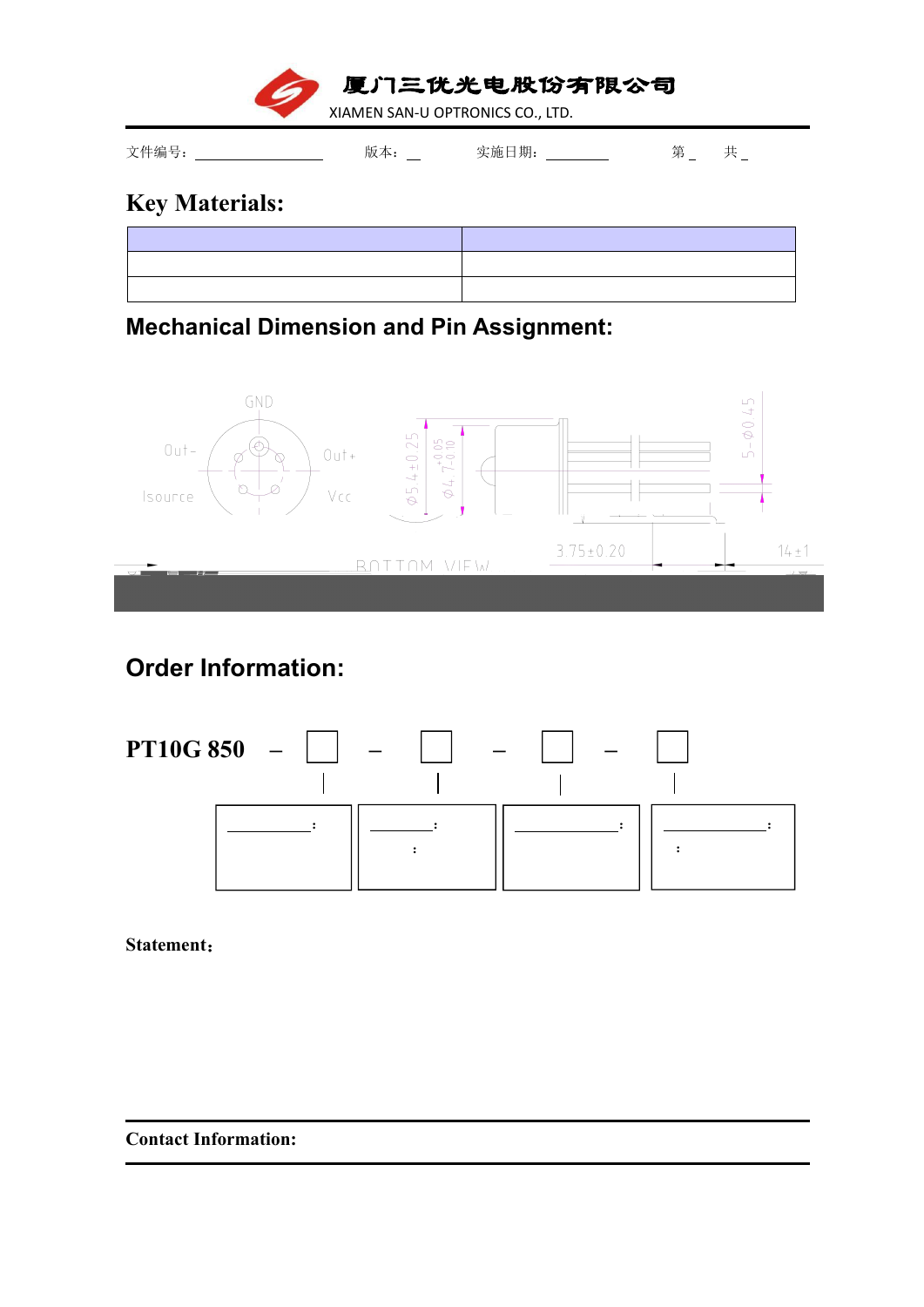# 厦门三优光电股份有限公司

XIAMEN SAN-U OPTRONICS CO., LTD.

文件编号：\_\_\_\_\_\_\_\_ 版本：\_ 实施日期：\_\_\_\_\_ 第 \_ 共 \_

## Key Materials:

| | |
|---|---|
| | |
| | |

## Mechanical Dimension and Pin Assignment:

GND

Out-

Out+

Isource

Vcc

BOTTOM VIEW

Ø5.4±0.25

Ø4.7+0.05/-0.10

5-Ø0.45

3.75±0.20

14±1

## Order Information:

PT10G 850 – □ – □ – □ – □

| \_\_\_\_\_\_\_\_\_: | \_\_\_\_\_\_\_\_: <br> : | \_\_\_\_\_\_\_\_\_\_: | \_\_\_\_\_\_\_\_\_\_: <br> : |
|---|---|---|---|

**Statement：**

**Contact Information:**